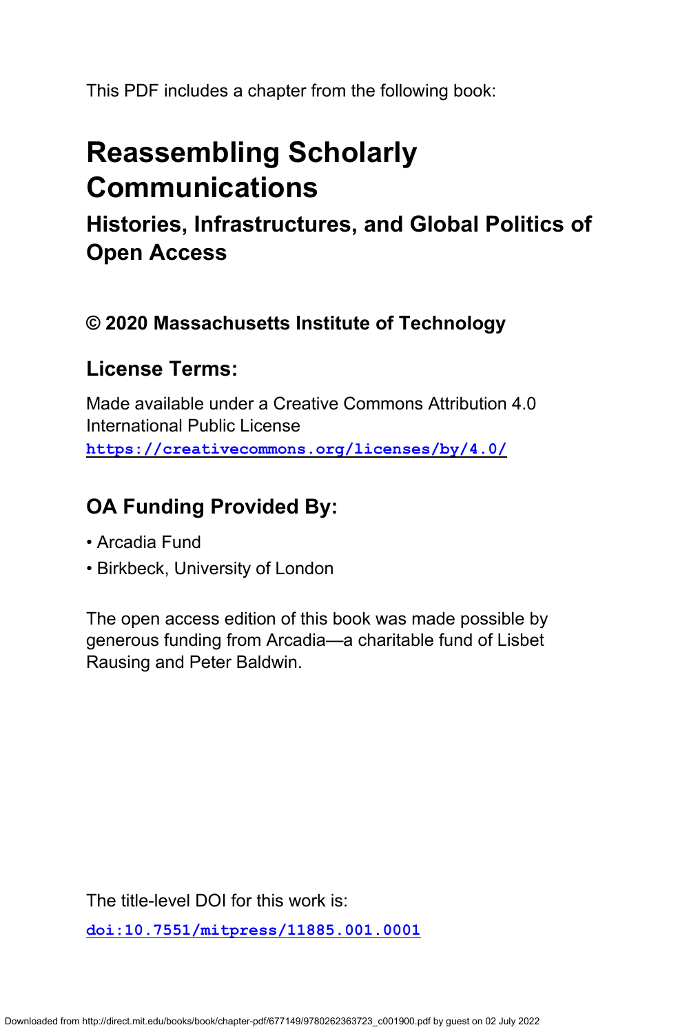This PDF includes a chapter from the following book:

# Reassembling Scholarly Communications

## Histories, Infrastructures, and Global Politics of Open Access

### © 2020 Massachusetts Institute of Technology

### License Terms:

Made available under a Creative Commons Attribution 4.0 International Public License
https://creativecommons.org/licenses/by/4.0/

### OA Funding Provided By:

- Arcadia Fund
- Birkbeck, University of London

The open access edition of this book was made possible by generous funding from Arcadia—a charitable fund of Lisbet Rausing and Peter Baldwin.

The title-level DOI for this work is:

doi:10.7551/mitpress/11885.001.0001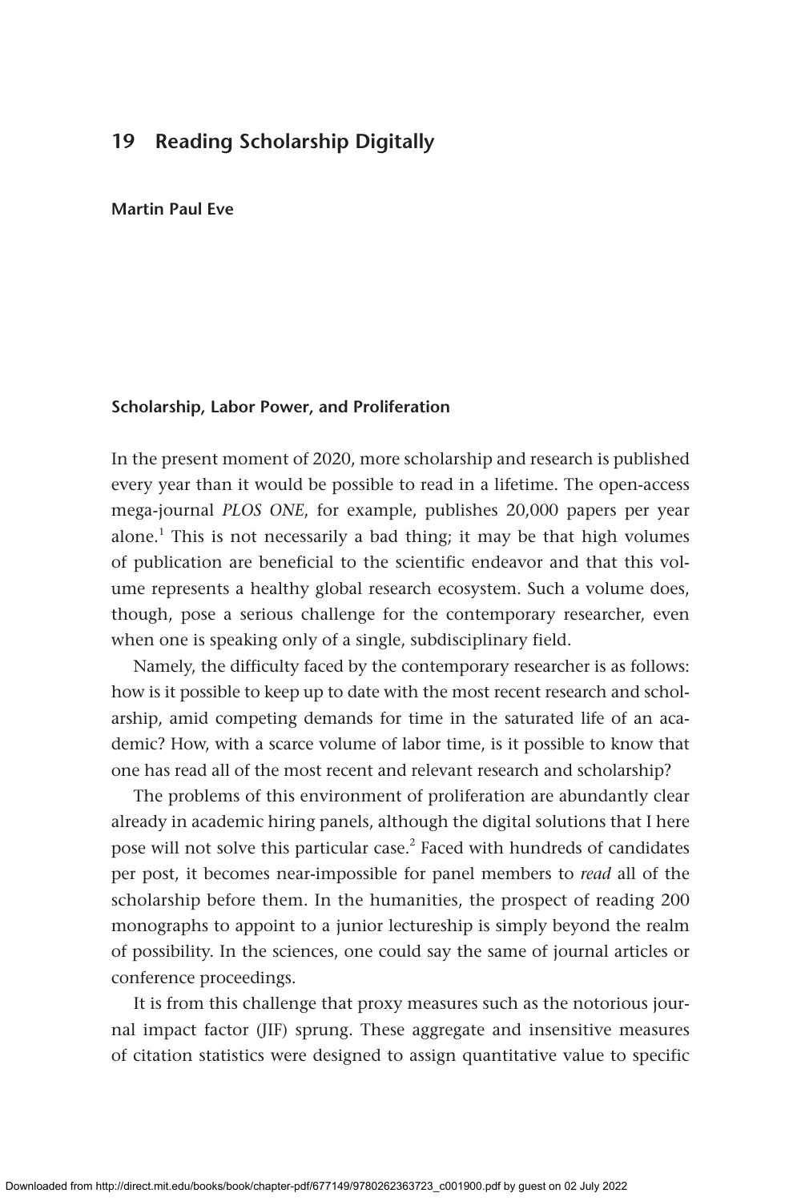# 19 Reading Scholarship Digitally

**Martin Paul Eve**

## Scholarship, Labor Power, and Proliferation

In the present moment of 2020, more scholarship and research is published every year than it would be possible to read in a lifetime. The open-access mega-journal *PLOS ONE*, for example, publishes 20,000 papers per year alone.[1] This is not necessarily a bad thing; it may be that high volumes of publication are beneficial to the scientific endeavor and that this volume represents a healthy global research ecosystem. Such a volume does, though, pose a serious challenge for the contemporary researcher, even when one is speaking only of a single, subdisciplinary field.

Namely, the difficulty faced by the contemporary researcher is as follows: how is it possible to keep up to date with the most recent research and scholarship, amid competing demands for time in the saturated life of an academic? How, with a scarce volume of labor time, is it possible to know that one has read all of the most recent and relevant research and scholarship?

The problems of this environment of proliferation are abundantly clear already in academic hiring panels, although the digital solutions that I here pose will not solve this particular case.[2] Faced with hundreds of candidates per post, it becomes near-impossible for panel members to *read* all of the scholarship before them. In the humanities, the prospect of reading 200 monographs to appoint to a junior lectureship is simply beyond the realm of possibility. In the sciences, one could say the same of journal articles or conference proceedings.

It is from this challenge that proxy measures such as the notorious journal impact factor (JIF) sprung. These aggregate and insensitive measures of citation statistics were designed to assign quantitative value to specific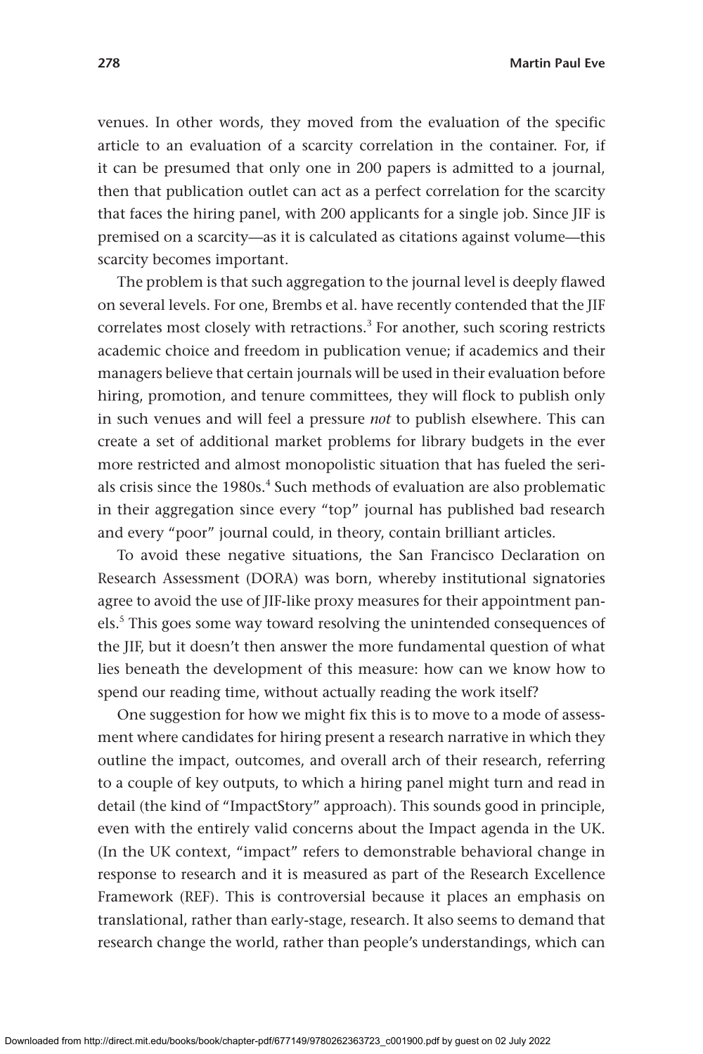venues. In other words, they moved from the evaluation of the specific article to an evaluation of a scarcity correlation in the container. For, if it can be presumed that only one in 200 papers is admitted to a journal, then that publication outlet can act as a perfect correlation for the scarcity that faces the hiring panel, with 200 applicants for a single job. Since JIF is premised on a scarcity—as it is calculated as citations against volume—this scarcity becomes important.

The problem is that such aggregation to the journal level is deeply flawed on several levels. For one, Brembs et al. have recently contended that the JIF correlates most closely with retractions.[3] For another, such scoring restricts academic choice and freedom in publication venue; if academics and their managers believe that certain journals will be used in their evaluation before hiring, promotion, and tenure committees, they will flock to publish only in such venues and will feel a pressure *not* to publish elsewhere. This can create a set of additional market problems for library budgets in the ever more restricted and almost monopolistic situation that has fueled the serials crisis since the 1980s.[4] Such methods of evaluation are also problematic in their aggregation since every "top" journal has published bad research and every "poor" journal could, in theory, contain brilliant articles.

To avoid these negative situations, the San Francisco Declaration on Research Assessment (DORA) was born, whereby institutional signatories agree to avoid the use of JIF-like proxy measures for their appointment panels.[5] This goes some way toward resolving the unintended consequences of the JIF, but it doesn't then answer the more fundamental question of what lies beneath the development of this measure: how can we know how to spend our reading time, without actually reading the work itself?

One suggestion for how we might fix this is to move to a mode of assessment where candidates for hiring present a research narrative in which they outline the impact, outcomes, and overall arch of their research, referring to a couple of key outputs, to which a hiring panel might turn and read in detail (the kind of "ImpactStory" approach). This sounds good in principle, even with the entirely valid concerns about the Impact agenda in the UK. (In the UK context, "impact" refers to demonstrable behavioral change in response to research and it is measured as part of the Research Excellence Framework (REF). This is controversial because it places an emphasis on translational, rather than early-stage, research. It also seems to demand that research change the world, rather than people's understandings, which can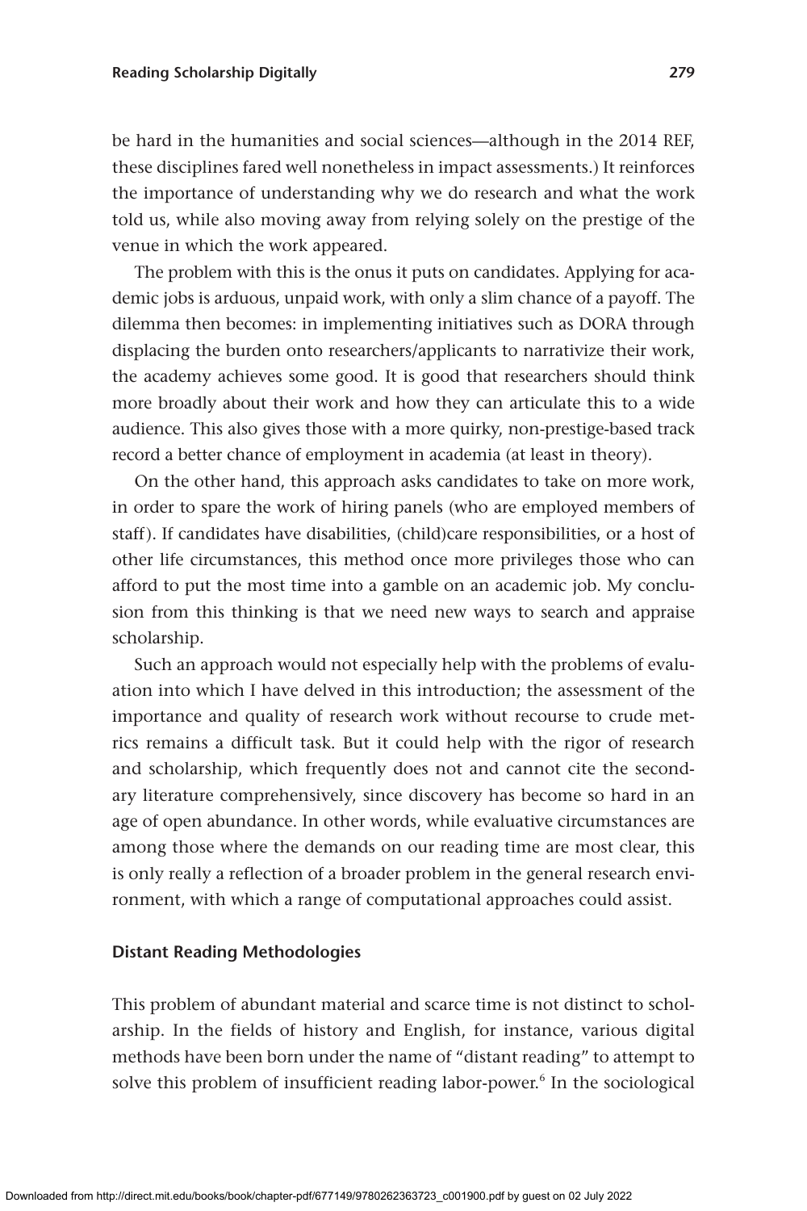be hard in the humanities and social sciences—although in the 2014 REF, these disciplines fared well nonetheless in impact assessments.) It reinforces the importance of understanding why we do research and what the work told us, while also moving away from relying solely on the prestige of the venue in which the work appeared.

The problem with this is the onus it puts on candidates. Applying for academic jobs is arduous, unpaid work, with only a slim chance of a payoff. The dilemma then becomes: in implementing initiatives such as DORA through displacing the burden onto researchers/applicants to narrativize their work, the academy achieves some good. It is good that researchers should think more broadly about their work and how they can articulate this to a wide audience. This also gives those with a more quirky, non-prestige-based track record a better chance of employment in academia (at least in theory).

On the other hand, this approach asks candidates to take on more work, in order to spare the work of hiring panels (who are employed members of staff). If candidates have disabilities, (child)care responsibilities, or a host of other life circumstances, this method once more privileges those who can afford to put the most time into a gamble on an academic job. My conclusion from this thinking is that we need new ways to search and appraise scholarship.

Such an approach would not especially help with the problems of evaluation into which I have delved in this introduction; the assessment of the importance and quality of research work without recourse to crude metrics remains a difficult task. But it could help with the rigor of research and scholarship, which frequently does not and cannot cite the secondary literature comprehensively, since discovery has become so hard in an age of open abundance. In other words, while evaluative circumstances are among those where the demands on our reading time are most clear, this is only really a reflection of a broader problem in the general research environment, with which a range of computational approaches could assist.

### Distant Reading Methodologies

This problem of abundant material and scarce time is not distinct to scholarship. In the fields of history and English, for instance, various digital methods have been born under the name of "distant reading" to attempt to solve this problem of insufficient reading labor-power.[6] In the sociological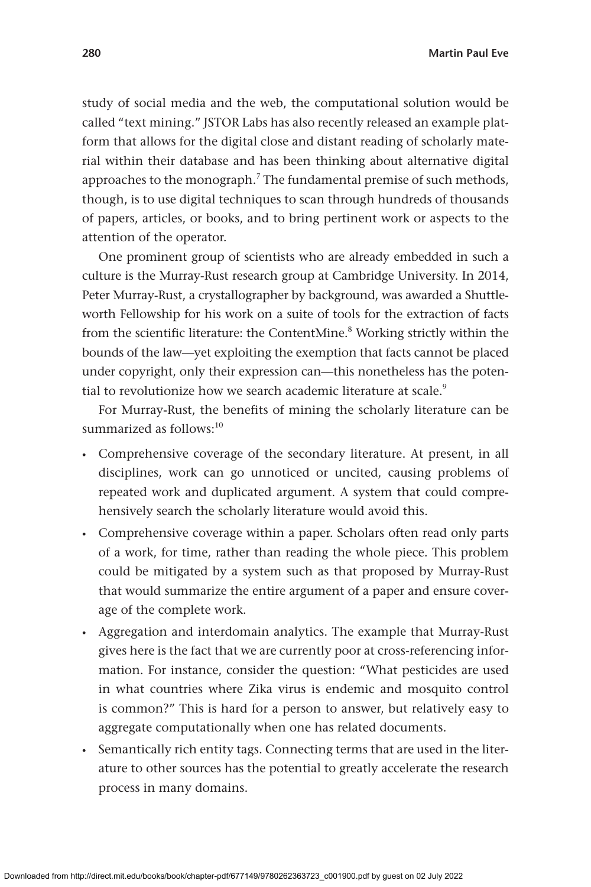study of social media and the web, the computational solution would be called "text mining." JSTOR Labs has also recently released an example platform that allows for the digital close and distant reading of scholarly material within their database and has been thinking about alternative digital approaches to the monograph.[7] The fundamental premise of such methods, though, is to use digital techniques to scan through hundreds of thousands of papers, articles, or books, and to bring pertinent work or aspects to the attention of the operator.

One prominent group of scientists who are already embedded in such a culture is the Murray-Rust research group at Cambridge University. In 2014, Peter Murray-Rust, a crystallographer by background, was awarded a Shuttleworth Fellowship for his work on a suite of tools for the extraction of facts from the scientific literature: the ContentMine.[8] Working strictly within the bounds of the law—yet exploiting the exemption that facts cannot be placed under copyright, only their expression can—this nonetheless has the potential to revolutionize how we search academic literature at scale.[9]

For Murray-Rust, the benefits of mining the scholarly literature can be summarized as follows:[10]

- Comprehensive coverage of the secondary literature. At present, in all disciplines, work can go unnoticed or uncited, causing problems of repeated work and duplicated argument. A system that could comprehensively search the scholarly literature would avoid this.
- Comprehensive coverage within a paper. Scholars often read only parts of a work, for time, rather than reading the whole piece. This problem could be mitigated by a system such as that proposed by Murray-Rust that would summarize the entire argument of a paper and ensure coverage of the complete work.
- Aggregation and interdomain analytics. The example that Murray-Rust gives here is the fact that we are currently poor at cross-referencing information. For instance, consider the question: "What pesticides are used in what countries where Zika virus is endemic and mosquito control is common?" This is hard for a person to answer, but relatively easy to aggregate computationally when one has related documents.
- Semantically rich entity tags. Connecting terms that are used in the literature to other sources has the potential to greatly accelerate the research process in many domains.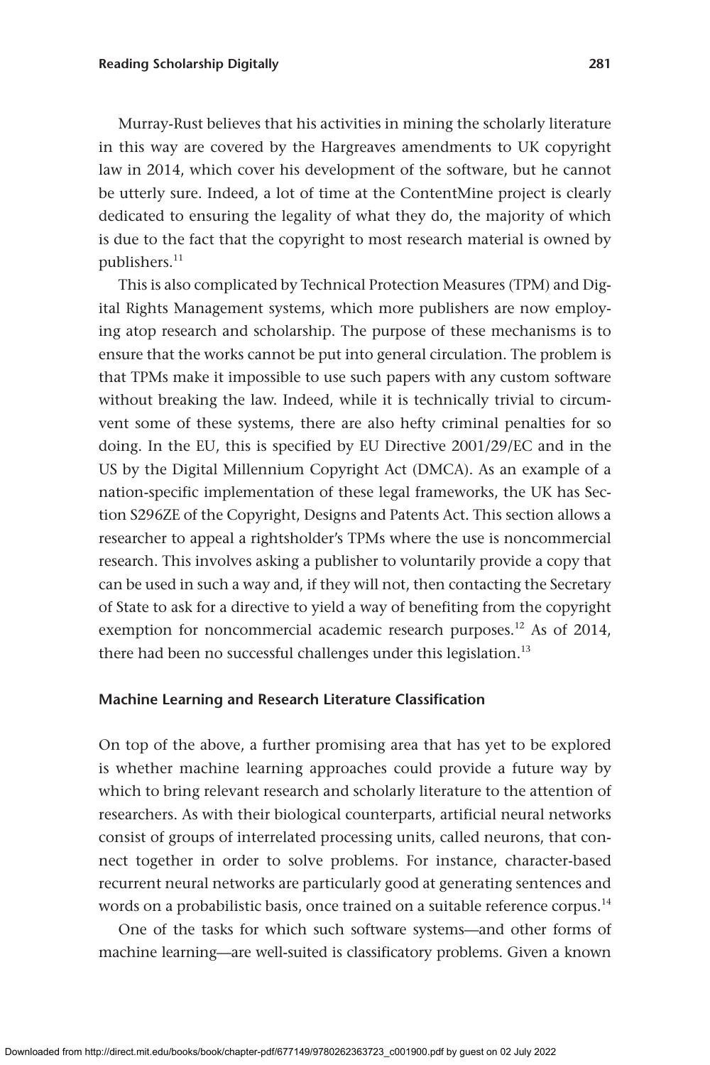Murray-Rust believes that his activities in mining the scholarly literature in this way are covered by the Hargreaves amendments to UK copyright law in 2014, which cover his development of the software, but he cannot be utterly sure. Indeed, a lot of time at the ContentMine project is clearly dedicated to ensuring the legality of what they do, the majority of which is due to the fact that the copyright to most research material is owned by publishers.[11]

This is also complicated by Technical Protection Measures (TPM) and Digital Rights Management systems, which more publishers are now employing atop research and scholarship. The purpose of these mechanisms is to ensure that the works cannot be put into general circulation. The problem is that TPMs make it impossible to use such papers with any custom software without breaking the law. Indeed, while it is technically trivial to circumvent some of these systems, there are also hefty criminal penalties for so doing. In the EU, this is specified by EU Directive 2001/29/EC and in the US by the Digital Millennium Copyright Act (DMCA). As an example of a nation-specific implementation of these legal frameworks, the UK has Section S296ZE of the Copyright, Designs and Patents Act. This section allows a researcher to appeal a rightsholder's TPMs where the use is noncommercial research. This involves asking a publisher to voluntarily provide a copy that can be used in such a way and, if they will not, then contacting the Secretary of State to ask for a directive to yield a way of benefiting from the copyright exemption for noncommercial academic research purposes.[12] As of 2014, there had been no successful challenges under this legislation.[13]

### Machine Learning and Research Literature Classification

On top of the above, a further promising area that has yet to be explored is whether machine learning approaches could provide a future way by which to bring relevant research and scholarly literature to the attention of researchers. As with their biological counterparts, artificial neural networks consist of groups of interrelated processing units, called neurons, that connect together in order to solve problems. For instance, character-based recurrent neural networks are particularly good at generating sentences and words on a probabilistic basis, once trained on a suitable reference corpus.[14]

One of the tasks for which such software systems—and other forms of machine learning—are well-suited is classificatory problems. Given a known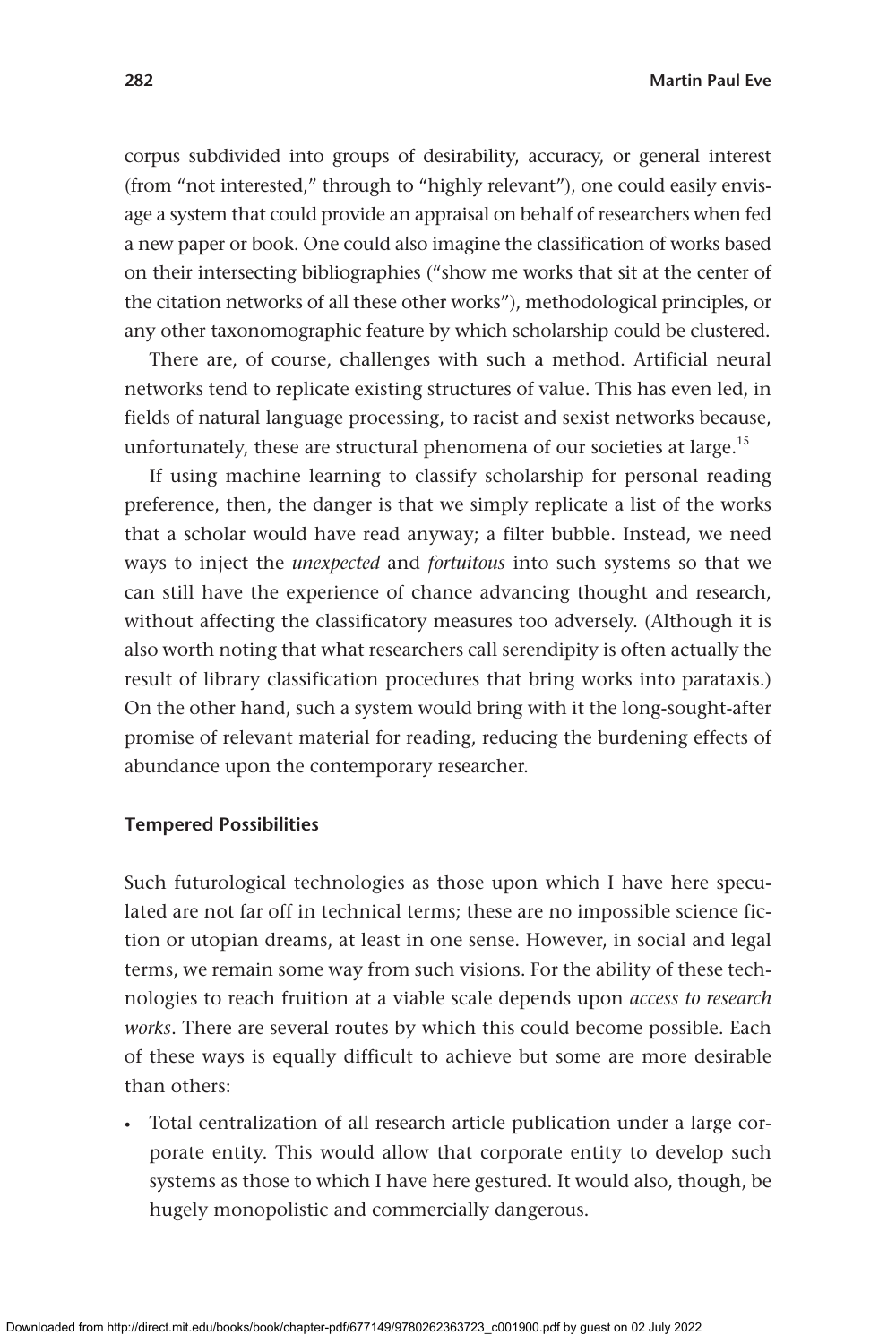corpus subdivided into groups of desirability, accuracy, or general interest (from "not interested," through to "highly relevant"), one could easily envisage a system that could provide an appraisal on behalf of researchers when fed a new paper or book. One could also imagine the classification of works based on their intersecting bibliographies ("show me works that sit at the center of the citation networks of all these other works"), methodological principles, or any other taxonomographic feature by which scholarship could be clustered.

There are, of course, challenges with such a method. Artificial neural networks tend to replicate existing structures of value. This has even led, in fields of natural language processing, to racist and sexist networks because, unfortunately, these are structural phenomena of our societies at large.[15]

If using machine learning to classify scholarship for personal reading preference, then, the danger is that we simply replicate a list of the works that a scholar would have read anyway; a filter bubble. Instead, we need ways to inject the *unexpected* and *fortuitous* into such systems so that we can still have the experience of chance advancing thought and research, without affecting the classificatory measures too adversely. (Although it is also worth noting that what researchers call serendipity is often actually the result of library classification procedures that bring works into parataxis.) On the other hand, such a system would bring with it the long-sought-after promise of relevant material for reading, reducing the burdening effects of abundance upon the contemporary researcher.

### Tempered Possibilities

Such futurological technologies as those upon which I have here speculated are not far off in technical terms; these are no impossible science fiction or utopian dreams, at least in one sense. However, in social and legal terms, we remain some way from such visions. For the ability of these technologies to reach fruition at a viable scale depends upon *access to research works*. There are several routes by which this could become possible. Each of these ways is equally difficult to achieve but some are more desirable than others:

- Total centralization of all research article publication under a large corporate entity. This would allow that corporate entity to develop such systems as those to which I have here gestured. It would also, though, be hugely monopolistic and commercially dangerous.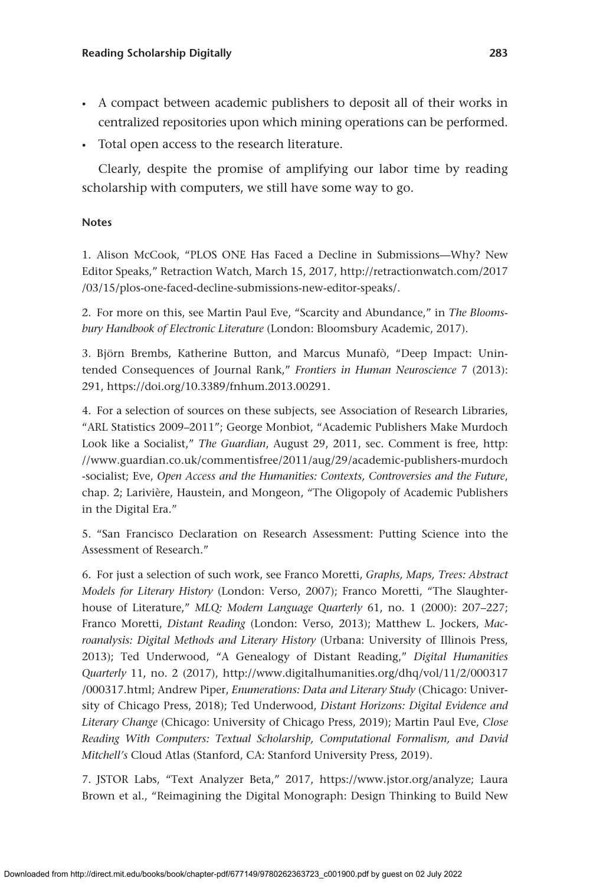- A compact between academic publishers to deposit all of their works in centralized repositories upon which mining operations can be performed.
- Total open access to the research literature.

Clearly, despite the promise of amplifying our labor time by reading scholarship with computers, we still have some way to go.

#### Notes

1. Alison McCook, "PLOS ONE Has Faced a Decline in Submissions—Why? New Editor Speaks," Retraction Watch, March 15, 2017, http://retractionwatch.com/2017/03/15/plos-one-faced-decline-submissions-new-editor-speaks/.

2. For more on this, see Martin Paul Eve, "Scarcity and Abundance," in *The Bloomsbury Handbook of Electronic Literature* (London: Bloomsbury Academic, 2017).

3. Björn Brembs, Katherine Button, and Marcus Munafò, "Deep Impact: Unintended Consequences of Journal Rank," *Frontiers in Human Neuroscience* 7 (2013): 291, https://doi.org/10.3389/fnhum.2013.00291.

4. For a selection of sources on these subjects, see Association of Research Libraries, "ARL Statistics 2009–2011"; George Monbiot, "Academic Publishers Make Murdoch Look like a Socialist," *The Guardian*, August 29, 2011, sec. Comment is free, http://www.guardian.co.uk/commentisfree/2011/aug/29/academic-publishers-murdoch-socialist; Eve, *Open Access and the Humanities: Contexts, Controversies and the Future*, chap. 2; Larivière, Haustein, and Mongeon, "The Oligopoly of Academic Publishers in the Digital Era."

5. "San Francisco Declaration on Research Assessment: Putting Science into the Assessment of Research."

6. For just a selection of such work, see Franco Moretti, *Graphs, Maps, Trees: Abstract Models for Literary History* (London: Verso, 2007); Franco Moretti, "The Slaughterhouse of Literature," *MLQ: Modern Language Quarterly* 61, no. 1 (2000): 207–227; Franco Moretti, *Distant Reading* (London: Verso, 2013); Matthew L. Jockers, *Macroanalysis: Digital Methods and Literary History* (Urbana: University of Illinois Press, 2013); Ted Underwood, "A Genealogy of Distant Reading," *Digital Humanities Quarterly* 11, no. 2 (2017), http://www.digitalhumanities.org/dhq/vol/11/2/000317/000317.html; Andrew Piper, *Enumerations: Data and Literary Study* (Chicago: University of Chicago Press, 2018); Ted Underwood, *Distant Horizons: Digital Evidence and Literary Change* (Chicago: University of Chicago Press, 2019); Martin Paul Eve, *Close Reading With Computers: Textual Scholarship, Computational Formalism, and David Mitchell's* Cloud Atlas (Stanford, CA: Stanford University Press, 2019).

7. JSTOR Labs, "Text Analyzer Beta," 2017, https://www.jstor.org/analyze; Laura Brown et al., "Reimagining the Digital Monograph: Design Thinking to Build New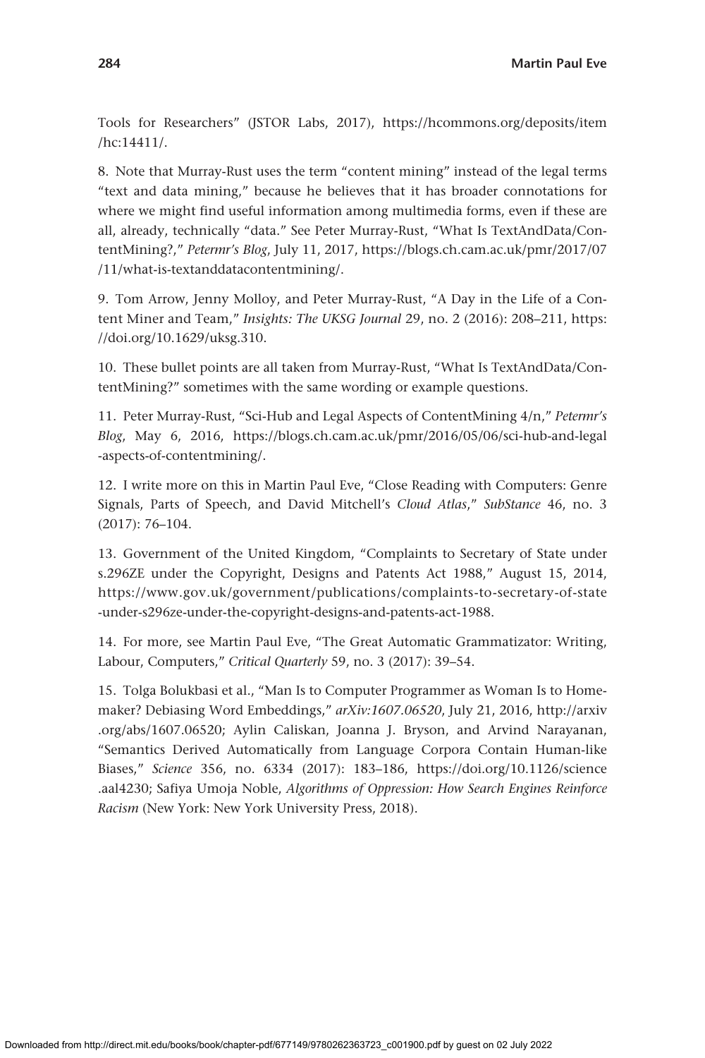Tools for Researchers" (JSTOR Labs, 2017), https://hcommons.org/deposits/item/hc:14411/.

8. Note that Murray-Rust uses the term "content mining" instead of the legal terms "text and data mining," because he believes that it has broader connotations for where we might find useful information among multimedia forms, even if these are all, already, technically "data." See Peter Murray-Rust, "What Is TextAndData/ContentMining?," *Petermr's Blog*, July 11, 2017, https://blogs.ch.cam.ac.uk/pmr/2017/07/11/what-is-textanddatacontentmining/.

9. Tom Arrow, Jenny Molloy, and Peter Murray-Rust, "A Day in the Life of a Content Miner and Team," *Insights: The UKSG Journal* 29, no. 2 (2016): 208–211, https://doi.org/10.1629/uksg.310.

10. These bullet points are all taken from Murray-Rust, "What Is TextAndData/ContentMining?" sometimes with the same wording or example questions.

11. Peter Murray-Rust, "Sci-Hub and Legal Aspects of ContentMining 4/n," *Petermr's Blog*, May 6, 2016, https://blogs.ch.cam.ac.uk/pmr/2016/05/06/sci-hub-and-legal-aspects-of-contentmining/.

12. I write more on this in Martin Paul Eve, "Close Reading with Computers: Genre Signals, Parts of Speech, and David Mitchell's *Cloud Atlas*," *SubStance* 46, no. 3 (2017): 76–104.

13. Government of the United Kingdom, "Complaints to Secretary of State under s.296ZE under the Copyright, Designs and Patents Act 1988," August 15, 2014, https://www.gov.uk/government/publications/complaints-to-secretary-of-state-under-s296ze-under-the-copyright-designs-and-patents-act-1988.

14. For more, see Martin Paul Eve, "The Great Automatic Grammatizator: Writing, Labour, Computers," *Critical Quarterly* 59, no. 3 (2017): 39–54.

15. Tolga Bolukbasi et al., "Man Is to Computer Programmer as Woman Is to Homemaker? Debiasing Word Embeddings," *arXiv:1607.06520*, July 21, 2016, http://arxiv.org/abs/1607.06520; Aylin Caliskan, Joanna J. Bryson, and Arvind Narayanan, "Semantics Derived Automatically from Language Corpora Contain Human-like Biases," *Science* 356, no. 6334 (2017): 183–186, https://doi.org/10.1126/science.aal4230; Safiya Umoja Noble, *Algorithms of Oppression: How Search Engines Reinforce Racism* (New York: New York University Press, 2018).